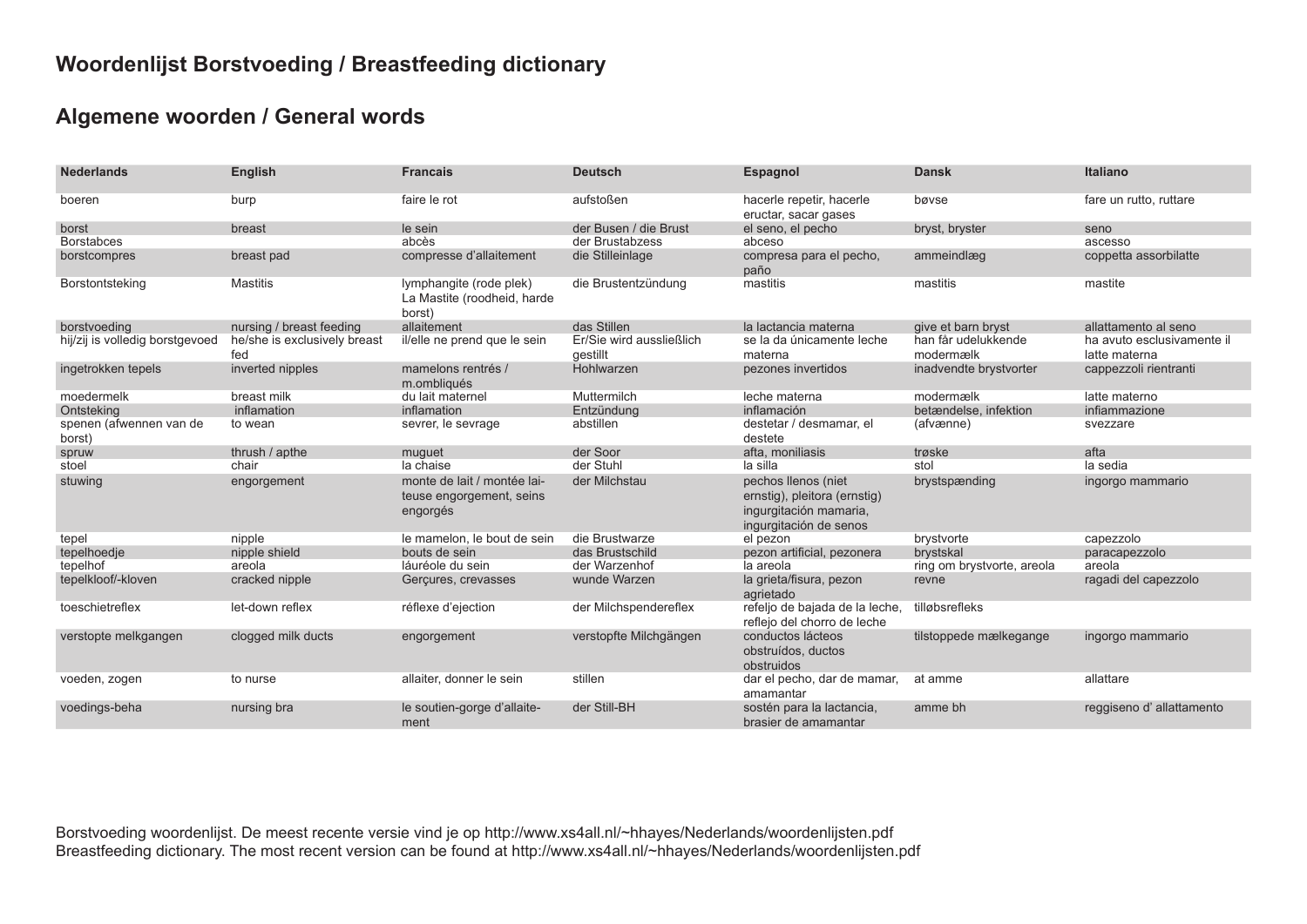# Woordenlijst Borstvoeding / Breastfeeding dictionary

## Algemene woorden / General words

| Nederlands | English | Francais | Deutsch | Espagnol | Dansk | Italiano |
|---|---|---|---|---|---|---|
| boeren | burp | faire le rot | aufstoßen | hacerle repetir, hacerle eructar, sacar gases | bøvse | fare un rutto, ruttare |
| borst | breast | le sein | der Busen / die Brust | el seno, el pecho | bryst, bryster | seno |
| Borstabces |  | abcès | der Brustabzess | abceso |  | ascesso |
| borstcompres | breast pad | compresse d'allaitement | die Stilleinlage | compresa para el pecho, paño | ammeindlæg | coppetta assorbilatte |
| Borstontsteking | Mastitis | lymphangite (rode plek) La Mastite (roodheid, harde borst) | die Brustentzündung | mastitis | mastitis | mastite |
| borstvoeding | nursing / breast feeding | allaitement | das Stillen | la lactancia materna | give et barn bryst | allattamento al seno |
| hij/zij is volledig borstgevoed | he/she is exclusively breast fed | il/elle ne prend que le sein | Er/Sie wird ausslieβlich gestillt | se la da únicamente leche materna | han får udelukkende modermælk | ha avuto esclusivamente il latte materna |
| ingetrokken tepels | inverted nipples | mamelons rentrés / m.ombliqués | Hohlwarzen | pezones invertidos | inadvendte brystvorter | cappezzoli rientranti |
| moedermelk | breast milk | du lait maternel | Muttermilch | leche materna | modermælk | latte materno |
| Ontsteking | inflamation | inflamation | Entzündung | inflamación | betændelse, infektion | infiammazione |
| spenen (afwennen van de borst) | to wean | sevrer, le sevrage | abstillen | destetar / desmamar, el destete | (afvænne) | svezzare |
| spruw | thrush / apthe | muguet | der Soor | afta, moniliasis | trøske | afta |
| stoel | chair | la chaise | der Stuhl | la silla | stol | la sedia |
| stuwing | engorgement | monte de lait / montée laiteuse engorgement, seins engorgés | der Milchstau | pechos llenos (niet ernstig), pleitora (ernstig) ingurgitación mamaria, ingurgitación de senos | brystspænding | ingorgo mammario |
| tepel | nipple | le mamelon, le bout de sein | die Brustwarze | el pezon | brystvorte | capezzolo |
| tepelhoedje | nipple shield | bouts de sein | das Brustschild | pezon artificial, pezonera | brystskal | paracapezzolo |
| tepelhof | areola | láuréole du sein | der Warzenhof | la areola | ring om brystvorte, areola | areola |
| tepelkloof/-kloven | cracked nipple | Gerçures, crevasses | wunde Warzen | la grieta/fisura, pezon agrietado | revne | ragadi del capezzolo |
| toeschietreflex | let-down reflex | réflexe d'ejection | der Milchspendereflex | refeljo de bajada de la leche, reflejo del chorro de leche | tilløbsrefleks |  |
| verstopte melkgangen | clogged milk ducts | engorgement | verstopfte Milchgängen | conductos lácteos obstruídos, ductos obstruidos | tilstoppede mælkegange | ingorgo mammario |
| voeden, zogen | to nurse | allaiter, donner le sein | stillen | dar el pecho, dar de mamar, amamantar | at amme | allattare |
| voedings-beha | nursing bra | le soutien-gorge d'allaitement | der Still-BH | sostén para la lactancia, brasier de amamantar | amme bh | reggiseno d' allattamento |

Borstvoeding woordenlijst. De meest recente versie vind je op http://www.xs4all.nl/~hhayes/Nederlands/woordenlijsten.pdf
Breastfeeding dictionary. The most recent version can be found at http://www.xs4all.nl/~hhayes/Nederlands/woordenlijsten.pdf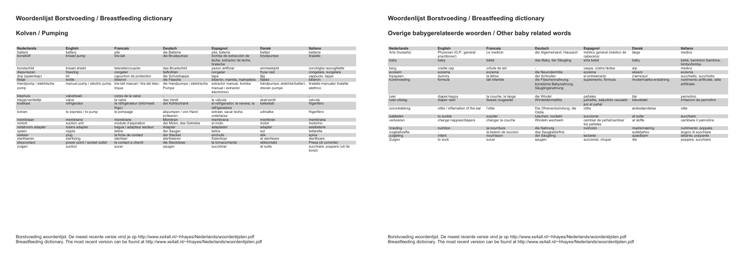## Woordenlijst Borstvoeding / Breastfeeding dictionary

### Kolven / Pumping

| Nederlands | English | Francais | Deutsch | Espagnol | Dansk | Italiano |
|---|---|---|---|---|---|---|
| batterij | battery | pile | die Batterie | pila, bateria | batteri | batteria |
| borstkolf | breast pump | tire-lait | die Brustpumpe | bomba de extracción de leche, extractor de leche, tiraleche | brystpumpe | tiralatte |
| borstschild | breast shield | téterelle/coupole | das Brustschild | pezon artificial | ammeskjold | conchiglia raccoglilatte |
| diepvriezen | freezing | congeler | tiefkühlen | congelar | fryse ned | congelare, surgelare |
| dop (speenkap) | lid | capuchon de protection | die Schutzkappe | tapa | låg | cappuccio, tappo |
| flesje | bottle | biberon | die Flasche | biberón, mamila, mamadera | flaske | biberon |
| Handpomp / elektrische pomp | manual pump / electric pump | tire-lait manuel / tire-lait électrique | die Handpumpe / elektrische Pumpe | extractor manual, bomba manual / extractor electrónico | håndpumpe, elektrisk/batteridreven pumpe | tiralatte manuale/ tiralatte elettrico |
| klephuis | valvehead | corps de la valve | - | - | - | - |
| klepje/ventieltje | valve | la valve | das Ventil | la válvula | skal/ventil | valvola |
| koelkast | refrigerator | le réfrigérateur (informeel: frigo) | der Kühlschrank | el refrigerador, la nevera, la refrigeradora | køleskab | frigerifero |
| kolven | to express / to pump | le pompage | abpumpen / von Hand entleeren | extraer, sacar leche, ordeñarse | udmalke | frigerifero |
| membraan | membrane | membrane | Membran | membrana | membran | membrana |
| motort | suction unit | module d'aspiration | der Motor, das Getriebe | el moto | motor | motorino |
| netstroom adapter | mains adapter | bague / adapteur secteur | Adapter | adaptador | adapter | adattatore |
| speen | nipple | tetine | der Sauger | tetina | sut | tettarella |
| stekker | plug | la fiche de contact | der Stecker | enchufe | stik | spina |
| steriliseren | sterilizing | steriliser | sterilisieren | Esterilizar | at sterilisere | sterilizzare |
| stopcontact | power point / socket outlet | le contact a chevill | die Steckdose | la tomacorriente | stikkontakt | Presa (di corrente) |
| zuigen | suction | sucer | saugen | succiónar | at sutte | succhiare, poppare (uit de borst) |

Borstvoeding woordenlijst. De meest recente versie vind je op http://www.xs4all.nl/~hhayes/Nederlands/woordenlijsten.pdf
Breastfeeding dictionary. The most recent version can be found at http://www.xs4all.nl/~hhayes/Nederlands/woordenlijsten.pdf

## Woordenlijst Borstvoeding / Breastfeeding dictionary

### Overige babygerelateerde woorden / Other baby related words

| Nederlands | English | Francais | Deutsch | Espagnol | Dansk | Italiano |
|---|---|---|---|---|---|---|
| Arts (huisarts) | Physician (G.P.: general practitioner) | Le medicin | der Algemeinarzt, Hausarzt | médico general (médico de cabecera) | læge | medico |
| baby | baby | bébé | das Baby, der Säugling | el/la bebé | baby | bebè, bambino/ bambina, bimbo/bimba |
| berg | cradle cap | croûte de lait | - | caspa, costra láctea | arp | medico |
| eczeem | eczema | eczema | die Neurodermitis | eczema | eksem | eczema |
| fopspeen | dummy | la tétine | der Schnuller | el entretenedo | (narre)sut | succhietto, succhiotto |
| kunstvoeding | formula | lait infantile | die Flaschennahrung; künstliche Babynahrung, Säuglingsnahrung | suplemento, fórmula | modermælks-erstatning | nutrimento artificiale, latte artificiale |
| luier | diaper/nappy | la couche, le lange | die Windel | pañales | ble | pannolino |
| luier-uitslag | diaper rash | fesses rougeside | Windeldermatitits | pañalitis, salpullido causado por el pañal | bleudslæt | irritazioni da pannolino |
| oorontsteking | otitis / inflamation of the ear | l'otite | Die Ohrenentzündung, die Ositis | otitis | ørebetændelse | otite |
| sabbelen | to suckle | suçoter | lutschen, nuckeln | succionar | at sutte | succhiare |
| verluieren | change nappies/diapers | changer la couche | Windeln wechseln | cambiar de peñal/cambiar los pañeles | at skifte | cambiare il pannolino |
| Voeding | nutrition | la nourriture | die Nahrung | nutrición | mad/ernæring | nutrimento, poppata |
| zuigbehoefte | - | le besoin de succion | das Saugbedürfnis | - | suttebehov | isogno di succhiare |
| zuigeling | infant | nourrisson | der Säugling | lactante | spædbarn | lattante, poppante |
| Zuigen | to suck | sucer | saugen | succionar, chupar | die | poppare, succhiare |

Borstvoeding woordenlijst. De meest recente versie vind je op http://www.xs4all.nl/~hhayes/Nederlands/woordenlijsten.pdf
Breastfeeding dictionary. The most recent version can be found at http://www.xs4all.nl/~hhayes/Nederlands/woordenlijsten.pdf